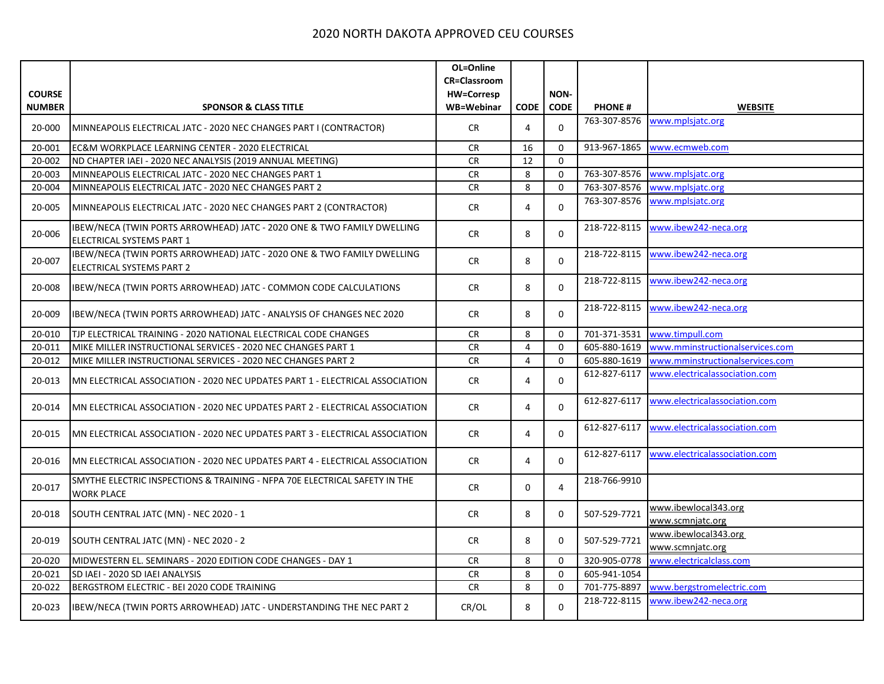# 2020 NORTH DAKOTA APPROVED CEU COURSES

| COURSE NUMBER | SPONSOR & CLASS TITLE | OL=Online CR=Classroom HW=Corresp WB=Webinar | CODE | NON-CODE | PHONE # | WEBSITE |
|---|---|---|---|---|---|---|
| 20-000 | MINNEAPOLIS ELECTRICAL JATC - 2020 NEC CHANGES PART I (CONTRACTOR) | CR | 4 | 0 | 763-307-8576 | www.mplsjatc.org |
| 20-001 | EC&M WORKPLACE LEARNING CENTER - 2020 ELECTRICAL | CR | 16 | 0 | 913-967-1865 | www.ecmweb.com |
| 20-002 | ND CHAPTER IAEI - 2020 NEC ANALYSIS (2019 ANNUAL MEETING) | CR | 12 | 0 | | |
| 20-003 | MINNEAPOLIS ELECTRICAL JATC - 2020 NEC CHANGES PART 1 | CR | 8 | 0 | 763-307-8576 | www.mplsjatc.org |
| 20-004 | MINNEAPOLIS ELECTRICAL JATC - 2020 NEC CHANGES PART 2 | CR | 8 | 0 | 763-307-8576 | www.mplsjatc.org |
| 20-005 | MINNEAPOLIS ELECTRICAL JATC - 2020 NEC CHANGES PART 2 (CONTRACTOR) | CR | 4 | 0 | 763-307-8576 | www.mplsjatc.org |
| 20-006 | IBEW/NECA (TWIN PORTS ARROWHEAD) JATC - 2020 ONE & TWO FAMILY DWELLING ELECTRICAL SYSTEMS PART 1 | CR | 8 | 0 | 218-722-8115 | www.ibew242-neca.org |
| 20-007 | IBEW/NECA (TWIN PORTS ARROWHEAD) JATC - 2020 ONE & TWO FAMILY DWELLING ELECTRICAL SYSTEMS PART 2 | CR | 8 | 0 | 218-722-8115 | www.ibew242-neca.org |
| 20-008 | IBEW/NECA (TWIN PORTS ARROWHEAD) JATC - COMMON CODE CALCULATIONS | CR | 8 | 0 | 218-722-8115 | www.ibew242-neca.org |
| 20-009 | IBEW/NECA (TWIN PORTS ARROWHEAD) JATC - ANALYSIS OF CHANGES NEC 2020 | CR | 8 | 0 | 218-722-8115 | www.ibew242-neca.org |
| 20-010 | TJP ELECTRICAL TRAINING - 2020 NATIONAL ELECTRICAL CODE CHANGES | CR | 8 | 0 | 701-371-3531 | www.timpull.com |
| 20-011 | MIKE MILLER INSTRUCTIONAL SERVICES - 2020 NEC CHANGES PART 1 | CR | 4 | 0 | 605-880-1619 | www.mminstructionalservices.com |
| 20-012 | MIKE MILLER INSTRUCTIONAL SERVICES - 2020 NEC CHANGES PART 2 | CR | 4 | 0 | 605-880-1619 | www.mminstructionalservices.com |
| 20-013 | MN ELECTRICAL ASSOCIATION - 2020 NEC UPDATES PART 1 - ELECTRICAL ASSOCIATION | CR | 4 | 0 | 612-827-6117 | www.electricalassociation.com |
| 20-014 | MN ELECTRICAL ASSOCIATION - 2020 NEC UPDATES PART 2 - ELECTRICAL ASSOCIATION | CR | 4 | 0 | 612-827-6117 | www.electricalassociation.com |
| 20-015 | MN ELECTRICAL ASSOCIATION - 2020 NEC UPDATES PART 3 - ELECTRICAL ASSOCIATION | CR | 4 | 0 | 612-827-6117 | www.electricalassociation.com |
| 20-016 | MN ELECTRICAL ASSOCIATION - 2020 NEC UPDATES PART 4 - ELECTRICAL ASSOCIATION | CR | 4 | 0 | 612-827-6117 | www.electricalassociation.com |
| 20-017 | SMYTHE ELECTRIC INSPECTIONS & TRAINING - NFPA 70E ELECTRICAL SAFETY IN THE WORK PLACE | CR | 0 | 4 | 218-766-9910 | |
| 20-018 | SOUTH CENTRAL JATC (MN) - NEC 2020 - 1 | CR | 8 | 0 | 507-529-7721 | www.ibewlocal343.org www.scmnjatc.org |
| 20-019 | SOUTH CENTRAL JATC (MN) - NEC 2020 - 2 | CR | 8 | 0 | 507-529-7721 | www.ibewlocal343.org www.scmnjatc.org |
| 20-020 | MIDWESTERN EL. SEMINARS - 2020 EDITION CODE CHANGES - DAY 1 | CR | 8 | 0 | 320-905-0778 | www.electricalclass.com |
| 20-021 | SD IAEI - 2020 SD IAEI ANALYSIS | CR | 8 | 0 | 605-941-1054 | |
| 20-022 | BERGSTROM ELECTRIC - BEI 2020 CODE TRAINING | CR | 8 | 0 | 701-775-8897 | www.bergstromelectric.com |
| 20-023 | IBEW/NECA (TWIN PORTS ARROWHEAD) JATC - UNDERSTANDING THE NEC PART 2 | CR/OL | 8 | 0 | 218-722-8115 | www.ibew242-neca.org |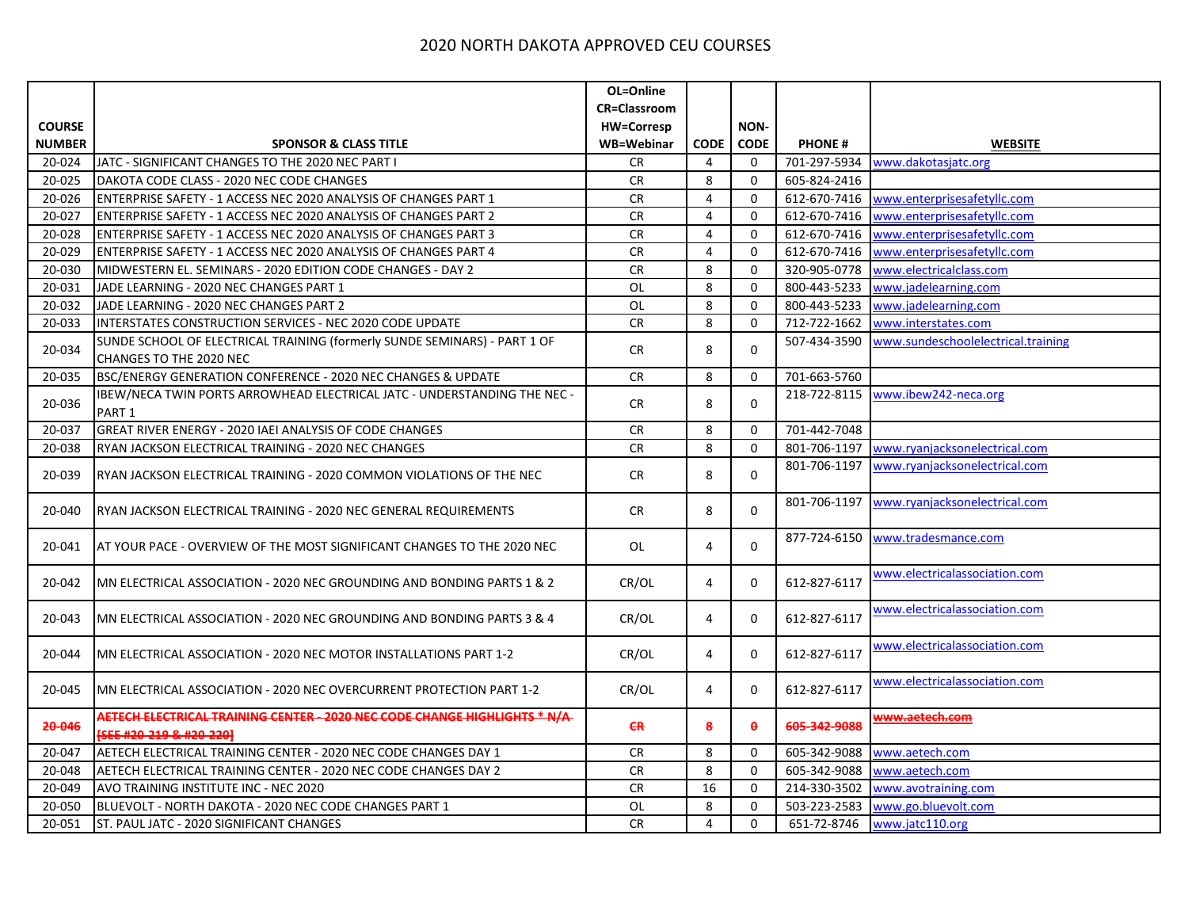# 2020 NORTH DAKOTA APPROVED CEU COURSES

| COURSE NUMBER | SPONSOR & CLASS TITLE | OL=Online CR=Classroom HW=Corresp WB=Webinar | CODE | NON-CODE | PHONE # | WEBSITE |
|---|---|---|---|---|---|---|
| 20-024 | JATC - SIGNIFICANT CHANGES TO THE 2020 NEC PART I | CR | 4 | 0 | 701-297-5934 | www.dakotasjatc.org |
| 20-025 | DAKOTA CODE CLASS - 2020 NEC CODE CHANGES | CR | 8 | 0 | 605-824-2416 | |
| 20-026 | ENTERPRISE SAFETY - 1 ACCESS NEC 2020 ANALYSIS OF CHANGES PART 1 | CR | 4 | 0 | 612-670-7416 | www.enterprisesafetyllc.com |
| 20-027 | ENTERPRISE SAFETY - 1 ACCESS NEC 2020 ANALYSIS OF CHANGES PART 2 | CR | 4 | 0 | 612-670-7416 | www.enterprisesafetyllc.com |
| 20-028 | ENTERPRISE SAFETY - 1 ACCESS NEC 2020 ANALYSIS OF CHANGES PART 3 | CR | 4 | 0 | 612-670-7416 | www.enterprisesafetyllc.com |
| 20-029 | ENTERPRISE SAFETY - 1 ACCESS NEC 2020 ANALYSIS OF CHANGES PART 4 | CR | 4 | 0 | 612-670-7416 | www.enterprisesafetyllc.com |
| 20-030 | MIDWESTERN EL. SEMINARS - 2020 EDITION CODE CHANGES - DAY 2 | CR | 8 | 0 | 320-905-0778 | www.electricalclass.com |
| 20-031 | JADE LEARNING - 2020 NEC CHANGES PART 1 | OL | 8 | 0 | 800-443-5233 | www.jadelearning.com |
| 20-032 | JADE LEARNING - 2020 NEC CHANGES PART 2 | OL | 8 | 0 | 800-443-5233 | www.jadelearning.com |
| 20-033 | INTERSTATES CONSTRUCTION SERVICES - NEC 2020 CODE UPDATE | CR | 8 | 0 | 712-722-1662 | www.interstates.com |
| 20-034 | SUNDE SCHOOL OF ELECTRICAL TRAINING (formerly SUNDE SEMINARS) - PART 1 OF CHANGES TO THE 2020 NEC | CR | 8 | 0 | 507-434-3590 | www.sundeschoolelectrical.training |
| 20-035 | BSC/ENERGY GENERATION CONFERENCE - 2020 NEC CHANGES & UPDATE | CR | 8 | 0 | 701-663-5760 | |
| 20-036 | IBEW/NECA TWIN PORTS ARROWHEAD ELECTRICAL JATC - UNDERSTANDING THE NEC - PART 1 | CR | 8 | 0 | 218-722-8115 | www.ibew242-neca.org |
| 20-037 | GREAT RIVER ENERGY - 2020 IAEI ANALYSIS OF CODE CHANGES | CR | 8 | 0 | 701-442-7048 | |
| 20-038 | RYAN JACKSON ELECTRICAL TRAINING - 2020 NEC CHANGES | CR | 8 | 0 | 801-706-1197 | www.ryanjacksonelectrical.com |
| 20-039 | RYAN JACKSON ELECTRICAL TRAINING - 2020 COMMON VIOLATIONS OF THE NEC | CR | 8 | 0 | 801-706-1197 | www.ryanjacksonelectrical.com |
| 20-040 | RYAN JACKSON ELECTRICAL TRAINING - 2020 NEC GENERAL REQUIREMENTS | CR | 8 | 0 | 801-706-1197 | www.ryanjacksonelectrical.com |
| 20-041 | AT YOUR PACE - OVERVIEW OF THE MOST SIGNIFICANT CHANGES TO THE 2020 NEC | OL | 4 | 0 | 877-724-6150 | www.tradesmance.com |
| 20-042 | MN ELECTRICAL ASSOCIATION - 2020 NEC GROUNDING AND BONDING PARTS 1 & 2 | CR/OL | 4 | 0 | 612-827-6117 | www.electricalassociation.com |
| 20-043 | MN ELECTRICAL ASSOCIATION - 2020 NEC GROUNDING AND BONDING PARTS 3 & 4 | CR/OL | 4 | 0 | 612-827-6117 | www.electricalassociation.com |
| 20-044 | MN ELECTRICAL ASSOCIATION - 2020 NEC MOTOR INSTALLATIONS PART 1-2 | CR/OL | 4 | 0 | 612-827-6117 | www.electricalassociation.com |
| 20-045 | MN ELECTRICAL ASSOCIATION - 2020 NEC OVERCURRENT PROTECTION PART 1-2 | CR/OL | 4 | 0 | 612-827-6117 | www.electricalassociation.com |
| ~~20-046~~ | ~~AETECH ELECTRICAL TRAINING CENTER - 2020 NEC CODE CHANGE HIGHLIGHTS * N/A [SEE #20-219 & #20-220]~~ | ~~CR~~ | ~~8~~ | ~~0~~ | ~~605-342-9088~~ | ~~www.aetech.com~~ |
| 20-047 | AETECH ELECTRICAL TRAINING CENTER - 2020 NEC CODE CHANGES DAY 1 | CR | 8 | 0 | 605-342-9088 | www.aetech.com |
| 20-048 | AETECH ELECTRICAL TRAINING CENTER - 2020 NEC CODE CHANGES DAY 2 | CR | 8 | 0 | 605-342-9088 | www.aetech.com |
| 20-049 | AVO TRAINING INSTITUTE INC - NEC 2020 | CR | 16 | 0 | 214-330-3502 | www.avotraining.com |
| 20-050 | BLUEVOLT - NORTH DAKOTA - 2020 NEC CODE CHANGES PART 1 | OL | 8 | 0 | 503-223-2583 | www.go.bluevolt.com |
| 20-051 | ST. PAUL JATC - 2020 SIGNIFICANT CHANGES | CR | 4 | 0 | 651-72-8746 | www.jatc110.org |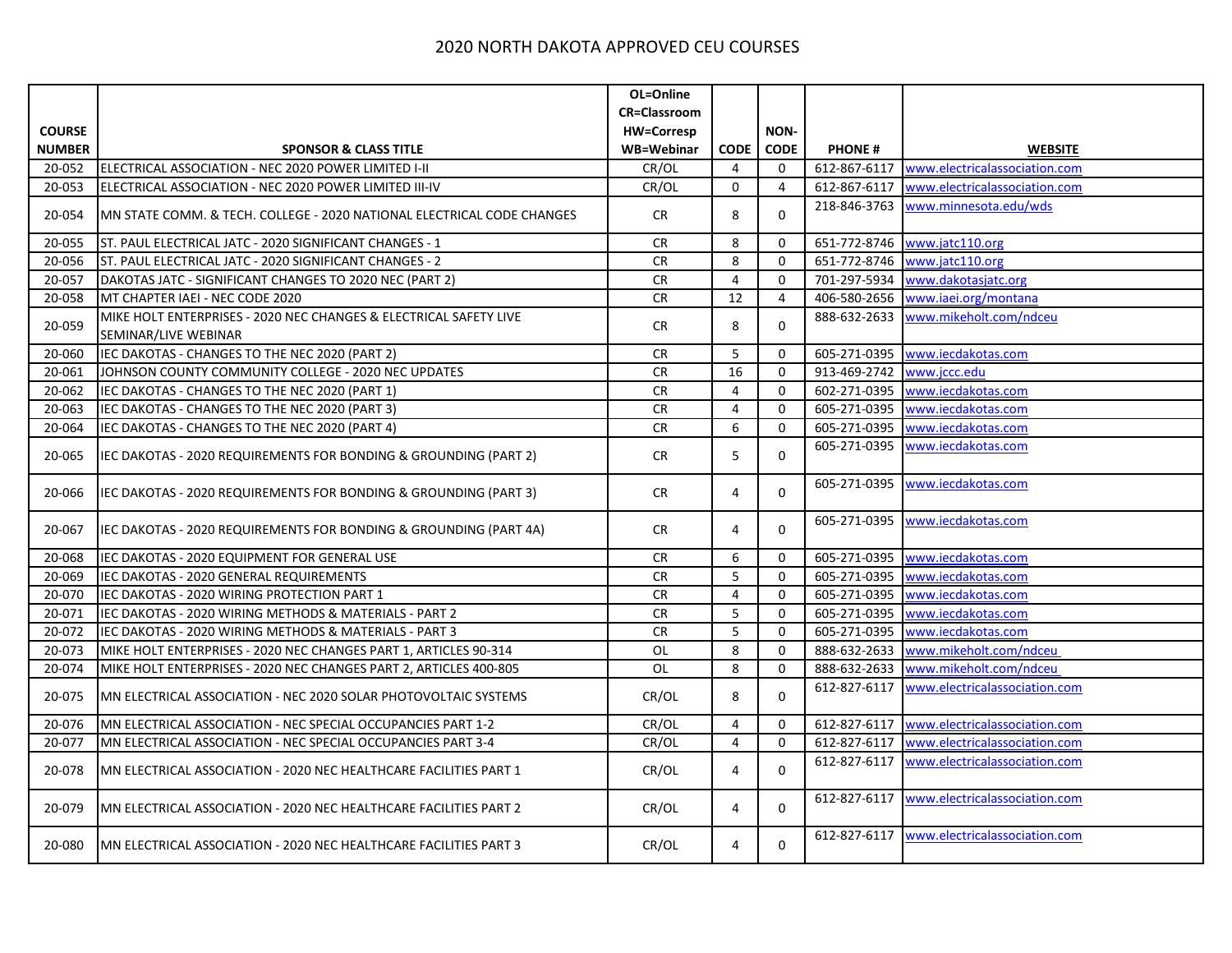# 2020 NORTH DAKOTA APPROVED CEU COURSES

| COURSE NUMBER | SPONSOR & CLASS TITLE | OL=Online CR=Classroom HW=Corresp WB=Webinar | CODE | NON-CODE | PHONE # | WEBSITE |
|---|---|---|---|---|---|---|
| 20-052 | ELECTRICAL ASSOCIATION - NEC 2020 POWER LIMITED I-II | CR/OL | 4 | 0 | 612-867-6117 | www.electricalassociation.com |
| 20-053 | ELECTRICAL ASSOCIATION - NEC 2020 POWER LIMITED III-IV | CR/OL | 0 | 4 | 612-867-6117 | www.electricalassociation.com |
| 20-054 | MN STATE COMM. & TECH. COLLEGE - 2020 NATIONAL ELECTRICAL CODE CHANGES | CR | 8 | 0 | 218-846-3763 | www.minnesota.edu/wds |
| 20-055 | ST. PAUL ELECTRICAL JATC - 2020 SIGNIFICANT CHANGES - 1 | CR | 8 | 0 | 651-772-8746 | www.jatc110.org |
| 20-056 | ST. PAUL ELECTRICAL JATC - 2020 SIGNIFICANT CHANGES - 2 | CR | 8 | 0 | 651-772-8746 | www.jatc110.org |
| 20-057 | DAKOTAS JATC - SIGNIFICANT CHANGES TO 2020 NEC (PART 2) | CR | 4 | 0 | 701-297-5934 | www.dakotasjatc.org |
| 20-058 | MT CHAPTER IAEI - NEC CODE 2020 | CR | 12 | 4 | 406-580-2656 | www.iaei.org/montana |
| 20-059 | MIKE HOLT ENTERPRISES - 2020 NEC CHANGES & ELECTRICAL SAFETY LIVE SEMINAR/LIVE WEBINAR | CR | 8 | 0 | 888-632-2633 | www.mikeholt.com/ndceu |
| 20-060 | IEC DAKOTAS - CHANGES TO THE NEC 2020 (PART 2) | CR | 5 | 0 | 605-271-0395 | www.iecdakotas.com |
| 20-061 | JOHNSON COUNTY COMMUNITY COLLEGE - 2020 NEC UPDATES | CR | 16 | 0 | 913-469-2742 | www.jccc.edu |
| 20-062 | IEC DAKOTAS - CHANGES TO THE NEC 2020 (PART 1) | CR | 4 | 0 | 602-271-0395 | www.iecdakotas.com |
| 20-063 | IEC DAKOTAS - CHANGES TO THE NEC 2020 (PART 3) | CR | 4 | 0 | 605-271-0395 | www.iecdakotas.com |
| 20-064 | IEC DAKOTAS - CHANGES TO THE NEC 2020 (PART 4) | CR | 6 | 0 | 605-271-0395 | www.iecdakotas.com |
| 20-065 | IEC DAKOTAS - 2020 REQUIREMENTS FOR BONDING & GROUNDING (PART 2) | CR | 5 | 0 | 605-271-0395 | www.iecdakotas.com |
| 20-066 | IEC DAKOTAS - 2020 REQUIREMENTS FOR BONDING & GROUNDING (PART 3) | CR | 4 | 0 | 605-271-0395 | www.iecdakotas.com |
| 20-067 | IEC DAKOTAS - 2020 REQUIREMENTS FOR BONDING & GROUNDING (PART 4A) | CR | 4 | 0 | 605-271-0395 | www.iecdakotas.com |
| 20-068 | IEC DAKOTAS - 2020 EQUIPMENT FOR GENERAL USE | CR | 6 | 0 | 605-271-0395 | www.iecdakotas.com |
| 20-069 | IEC DAKOTAS - 2020 GENERAL REQUIREMENTS | CR | 5 | 0 | 605-271-0395 | www.iecdakotas.com |
| 20-070 | IEC DAKOTAS - 2020 WIRING PROTECTION PART 1 | CR | 4 | 0 | 605-271-0395 | www.iecdakotas.com |
| 20-071 | IEC DAKOTAS - 2020 WIRING METHODS & MATERIALS - PART 2 | CR | 5 | 0 | 605-271-0395 | www.iecdakotas.com |
| 20-072 | IEC DAKOTAS - 2020 WIRING METHODS & MATERIALS - PART 3 | CR | 5 | 0 | 605-271-0395 | www.iecdakotas.com |
| 20-073 | MIKE HOLT ENTERPRISES - 2020 NEC CHANGES PART 1, ARTICLES 90-314 | OL | 8 | 0 | 888-632-2633 | www.mikeholt.com/ndceu |
| 20-074 | MIKE HOLT ENTERPRISES - 2020 NEC CHANGES PART 2, ARTICLES 400-805 | OL | 8 | 0 | 888-632-2633 | www.mikeholt.com/ndceu |
| 20-075 | MN ELECTRICAL ASSOCIATION - NEC 2020 SOLAR PHOTOVOLTAIC SYSTEMS | CR/OL | 8 | 0 | 612-827-6117 | www.electricalassociation.com |
| 20-076 | MN ELECTRICAL ASSOCIATION - NEC SPECIAL OCCUPANCIES PART 1-2 | CR/OL | 4 | 0 | 612-827-6117 | www.electricalassociation.com |
| 20-077 | MN ELECTRICAL ASSOCIATION - NEC SPECIAL OCCUPANCIES PART 3-4 | CR/OL | 4 | 0 | 612-827-6117 | www.electricalassociation.com |
| 20-078 | MN ELECTRICAL ASSOCIATION - 2020 NEC HEALTHCARE FACILITIES PART 1 | CR/OL | 4 | 0 | 612-827-6117 | www.electricalassociation.com |
| 20-079 | MN ELECTRICAL ASSOCIATION - 2020 NEC HEALTHCARE FACILITIES PART 2 | CR/OL | 4 | 0 | 612-827-6117 | www.electricalassociation.com |
| 20-080 | MN ELECTRICAL ASSOCIATION - 2020 NEC HEALTHCARE FACILITIES PART 3 | CR/OL | 4 | 0 | 612-827-6117 | www.electricalassociation.com |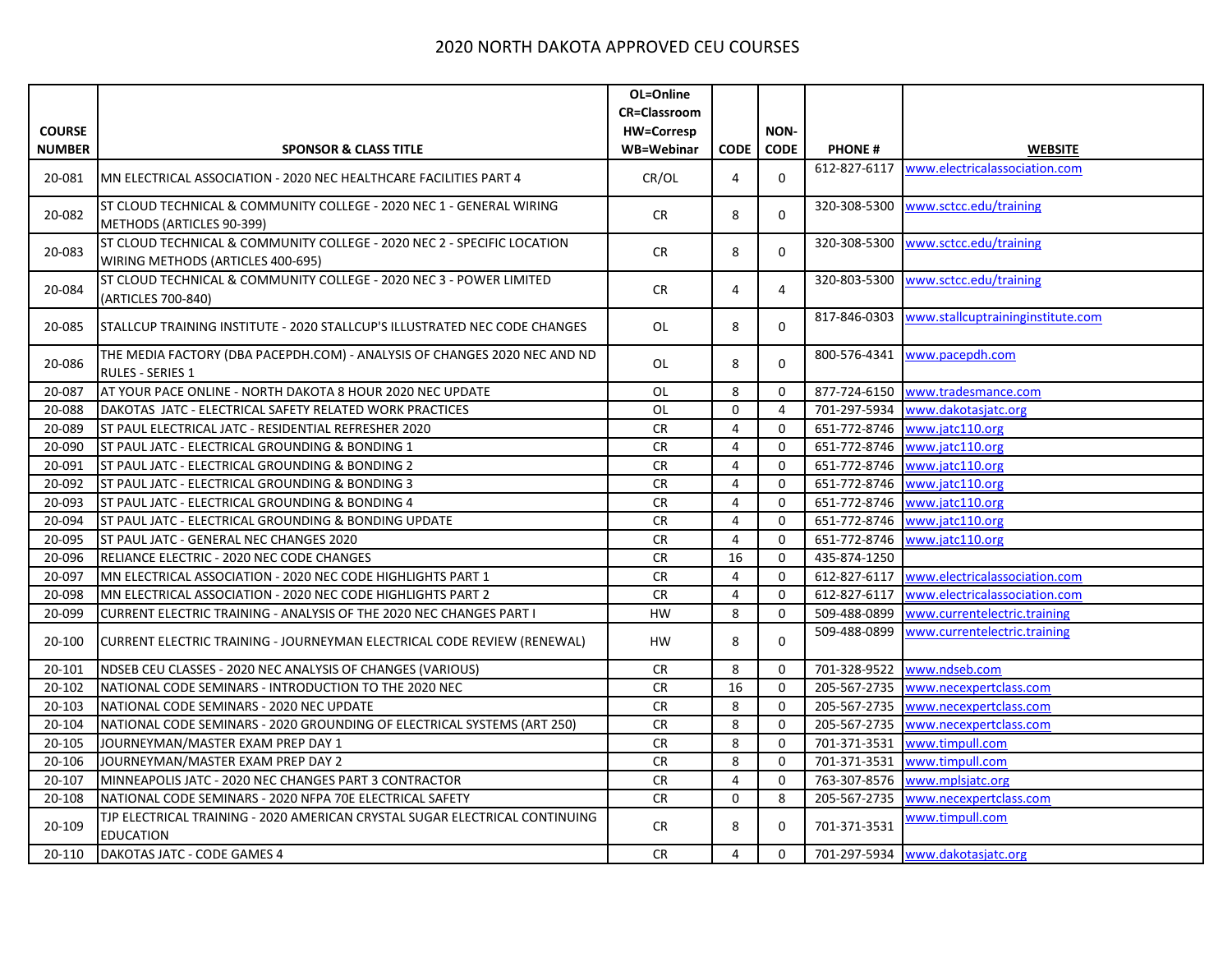# 2020 NORTH DAKOTA APPROVED CEU COURSES

| COURSE NUMBER | SPONSOR & CLASS TITLE | OL=Online CR=Classroom HW=Corresp WB=Webinar | CODE | NON-CODE | PHONE # | WEBSITE |
|---|---|---|---|---|---|---|
| 20-081 | MN ELECTRICAL ASSOCIATION - 2020 NEC HEALTHCARE FACILITIES PART 4 | CR/OL | 4 | 0 | 612-827-6117 | www.electricalassociation.com |
| 20-082 | ST CLOUD TECHNICAL & COMMUNITY COLLEGE - 2020 NEC 1 - GENERAL WIRING METHODS (ARTICLES 90-399) | CR | 8 | 0 | 320-308-5300 | www.sctcc.edu/training |
| 20-083 | ST CLOUD TECHNICAL & COMMUNITY COLLEGE - 2020 NEC 2 - SPECIFIC LOCATION WIRING METHODS (ARTICLES 400-695) | CR | 8 | 0 | 320-308-5300 | www.sctcc.edu/training |
| 20-084 | ST CLOUD TECHNICAL & COMMUNITY COLLEGE - 2020 NEC 3 - POWER LIMITED (ARTICLES 700-840) | CR | 4 | 4 | 320-803-5300 | www.sctcc.edu/training |
| 20-085 | STALLCUP TRAINING INSTITUTE - 2020 STALLCUP'S ILLUSTRATED NEC CODE CHANGES | OL | 8 | 0 | 817-846-0303 | www.stallcuptraininginstitute.com |
| 20-086 | THE MEDIA FACTORY (DBA PACEPDH.COM) - ANALYSIS OF CHANGES 2020 NEC AND ND RULES - SERIES 1 | OL | 8 | 0 | 800-576-4341 | www.pacepdh.com |
| 20-087 | AT YOUR PACE ONLINE - NORTH DAKOTA 8 HOUR 2020 NEC UPDATE | OL | 8 | 0 | 877-724-6150 | www.tradesmance.com |
| 20-088 | DAKOTAS JATC - ELECTRICAL SAFETY RELATED WORK PRACTICES | OL | 0 | 4 | 701-297-5934 | www.dakotasjatc.org |
| 20-089 | ST PAUL ELECTRICAL JATC - RESIDENTIAL REFRESHER 2020 | CR | 4 | 0 | 651-772-8746 | www.jatc110.org |
| 20-090 | ST PAUL JATC - ELECTRICAL GROUNDING & BONDING 1 | CR | 4 | 0 | 651-772-8746 | www.jatc110.org |
| 20-091 | ST PAUL JATC - ELECTRICAL GROUNDING & BONDING 2 | CR | 4 | 0 | 651-772-8746 | www.jatc110.org |
| 20-092 | ST PAUL JATC - ELECTRICAL GROUNDING & BONDING 3 | CR | 4 | 0 | 651-772-8746 | www.jatc110.org |
| 20-093 | ST PAUL JATC - ELECTRICAL GROUNDING & BONDING 4 | CR | 4 | 0 | 651-772-8746 | www.jatc110.org |
| 20-094 | ST PAUL JATC - ELECTRICAL GROUNDING & BONDING UPDATE | CR | 4 | 0 | 651-772-8746 | www.jatc110.org |
| 20-095 | ST PAUL JATC - GENERAL NEC CHANGES 2020 | CR | 4 | 0 | 651-772-8746 | www.jatc110.org |
| 20-096 | RELIANCE ELECTRIC - 2020 NEC CODE CHANGES | CR | 16 | 0 | 435-874-1250 | |
| 20-097 | MN ELECTRICAL ASSOCIATION - 2020 NEC CODE HIGHLIGHTS PART 1 | CR | 4 | 0 | 612-827-6117 | www.electricalassociation.com |
| 20-098 | MN ELECTRICAL ASSOCIATION - 2020 NEC CODE HIGHLIGHTS PART 2 | CR | 4 | 0 | 612-827-6117 | www.electricalassociation.com |
| 20-099 | CURRENT ELECTRIC TRAINING - ANALYSIS OF THE 2020 NEC CHANGES PART I | HW | 8 | 0 | 509-488-0899 | www.currentelectric.training |
| 20-100 | CURRENT ELECTRIC TRAINING - JOURNEYMAN ELECTRICAL CODE REVIEW (RENEWAL) | HW | 8 | 0 | 509-488-0899 | www.currentelectric.training |
| 20-101 | NDSEB CEU CLASSES - 2020 NEC ANALYSIS OF CHANGES (VARIOUS) | CR | 8 | 0 | 701-328-9522 | www.ndseb.com |
| 20-102 | NATIONAL CODE SEMINARS - INTRODUCTION TO THE 2020 NEC | CR | 16 | 0 | 205-567-2735 | www.necexpertclass.com |
| 20-103 | NATIONAL CODE SEMINARS - 2020 NEC UPDATE | CR | 8 | 0 | 205-567-2735 | www.necexpertclass.com |
| 20-104 | NATIONAL CODE SEMINARS - 2020 GROUNDING OF ELECTRICAL SYSTEMS (ART 250) | CR | 8 | 0 | 205-567-2735 | www.necexpertclass.com |
| 20-105 | JOURNEYMAN/MASTER EXAM PREP DAY 1 | CR | 8 | 0 | 701-371-3531 | www.timpull.com |
| 20-106 | JOURNEYMAN/MASTER EXAM PREP DAY 2 | CR | 8 | 0 | 701-371-3531 | www.timpull.com |
| 20-107 | MINNEAPOLIS JATC - 2020 NEC CHANGES PART 3 CONTRACTOR | CR | 4 | 0 | 763-307-8576 | www.mplsjatc.org |
| 20-108 | NATIONAL CODE SEMINARS - 2020 NFPA 70E ELECTRICAL SAFETY | CR | 0 | 8 | 205-567-2735 | www.necexpertclass.com |
| 20-109 | TJP ELECTRICAL TRAINING - 2020 AMERICAN CRYSTAL SUGAR ELECTRICAL CONTINUING EDUCATION | CR | 8 | 0 | 701-371-3531 | www.timpull.com |
| 20-110 | DAKOTAS JATC - CODE GAMES 4 | CR | 4 | 0 | 701-297-5934 | www.dakotasjatc.org |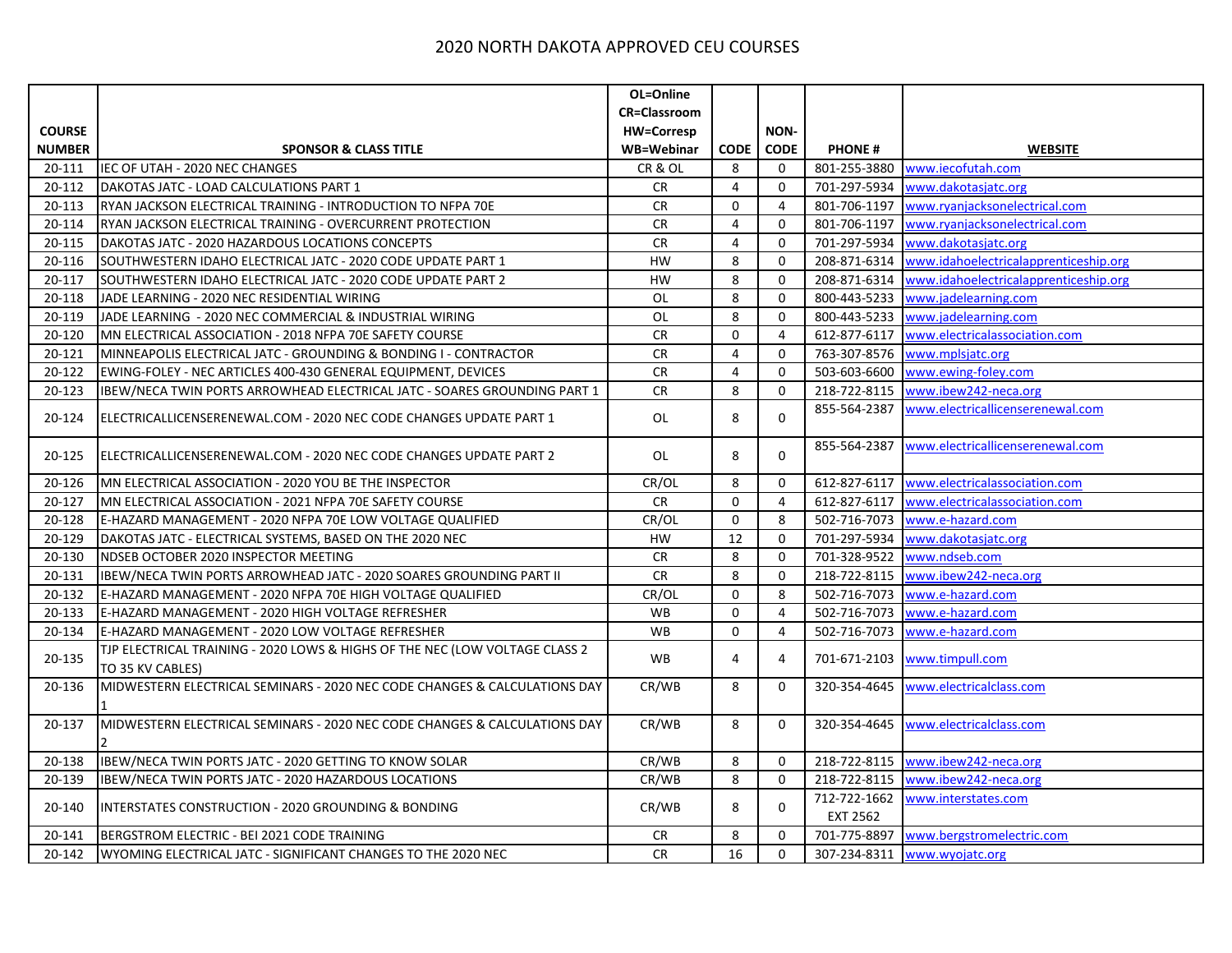# 2020 NORTH DAKOTA APPROVED CEU COURSES

| COURSE NUMBER | SPONSOR & CLASS TITLE | OL=Online CR=Classroom HW=Corresp WB=Webinar | CODE | NON-CODE | PHONE # | WEBSITE |
|---|---|---|---|---|---|---|
| 20-111 | IEC OF UTAH - 2020 NEC CHANGES | CR & OL | 8 | 0 | 801-255-3880 | www.iecofutah.com |
| 20-112 | DAKOTAS JATC - LOAD CALCULATIONS PART 1 | CR | 4 | 0 | 701-297-5934 | www.dakotasjatc.org |
| 20-113 | RYAN JACKSON ELECTRICAL TRAINING - INTRODUCTION TO NFPA 70E | CR | 0 | 4 | 801-706-1197 | www.ryanjacksonelectrical.com |
| 20-114 | RYAN JACKSON ELECTRICAL TRAINING - OVERCURRENT PROTECTION | CR | 4 | 0 | 801-706-1197 | www.ryanjacksonelectrical.com |
| 20-115 | DAKOTAS JATC - 2020 HAZARDOUS LOCATIONS CONCEPTS | CR | 4 | 0 | 701-297-5934 | www.dakotasjatc.org |
| 20-116 | SOUTHWESTERN IDAHO ELECTRICAL JATC - 2020 CODE UPDATE PART 1 | HW | 8 | 0 | 208-871-6314 | www.idahoelectricalapprenticeship.org |
| 20-117 | SOUTHWESTERN IDAHO ELECTRICAL JATC - 2020 CODE UPDATE PART 2 | HW | 8 | 0 | 208-871-6314 | www.idahoelectricalapprenticeship.org |
| 20-118 | JADE LEARNING - 2020 NEC RESIDENTIAL WIRING | OL | 8 | 0 | 800-443-5233 | www.jadelearning.com |
| 20-119 | JADE LEARNING - 2020 NEC COMMERCIAL & INDUSTRIAL WIRING | OL | 8 | 0 | 800-443-5233 | www.jadelearning.com |
| 20-120 | MN ELECTRICAL ASSOCIATION - 2018 NFPA 70E SAFETY COURSE | CR | 0 | 4 | 612-877-6117 | www.electricalassociation.com |
| 20-121 | MINNEAPOLIS ELECTRICAL JATC - GROUNDING & BONDING I - CONTRACTOR | CR | 4 | 0 | 763-307-8576 | www.mplsjatc.org |
| 20-122 | EWING-FOLEY - NEC ARTICLES 400-430 GENERAL EQUIPMENT, DEVICES | CR | 4 | 0 | 503-603-6600 | www.ewing-foley.com |
| 20-123 | IBEW/NECA TWIN PORTS ARROWHEAD ELECTRICAL JATC - SOARES GROUNDING PART 1 | CR | 8 | 0 | 218-722-8115 | www.ibew242-neca.org |
| 20-124 | ELECTRICALLICENSERENEWAL.COM - 2020 NEC CODE CHANGES UPDATE PART 1 | OL | 8 | 0 | 855-564-2387 | www.electricallicenserenewal.com |
| 20-125 | ELECTRICALLICENSERENEWAL.COM - 2020 NEC CODE CHANGES UPDATE PART 2 | OL | 8 | 0 | 855-564-2387 | www.electricallicenserenewal.com |
| 20-126 | MN ELECTRICAL ASSOCIATION - 2020 YOU BE THE INSPECTOR | CR/OL | 8 | 0 | 612-827-6117 | www.electricalassociation.com |
| 20-127 | MN ELECTRICAL ASSOCIATION - 2021 NFPA 70E SAFETY COURSE | CR | 0 | 4 | 612-827-6117 | www.electricalassociation.com |
| 20-128 | E-HAZARD MANAGEMENT - 2020 NFPA 70E LOW VOLTAGE QUALIFIED | CR/OL | 0 | 8 | 502-716-7073 | www.e-hazard.com |
| 20-129 | DAKOTAS JATC - ELECTRICAL SYSTEMS, BASED ON THE 2020 NEC | HW | 12 | 0 | 701-297-5934 | www.dakotasjatc.org |
| 20-130 | NDSEB OCTOBER 2020 INSPECTOR MEETING | CR | 8 | 0 | 701-328-9522 | www.ndseb.com |
| 20-131 | IBEW/NECA TWIN PORTS ARROWHEAD JATC - 2020 SOARES GROUNDING PART II | CR | 8 | 0 | 218-722-8115 | www.ibew242-neca.org |
| 20-132 | E-HAZARD MANAGEMENT - 2020 NFPA 70E HIGH VOLTAGE QUALIFIED | CR/OL | 0 | 8 | 502-716-7073 | www.e-hazard.com |
| 20-133 | E-HAZARD MANAGEMENT - 2020 HIGH VOLTAGE REFRESHER | WB | 0 | 4 | 502-716-7073 | www.e-hazard.com |
| 20-134 | E-HAZARD MANAGEMENT - 2020 LOW VOLTAGE REFRESHER | WB | 0 | 4 | 502-716-7073 | www.e-hazard.com |
| 20-135 | TJP ELECTRICAL TRAINING - 2020 LOWS & HIGHS OF THE NEC (LOW VOLTAGE CLASS 2 TO 35 KV CABLES) | WB | 4 | 4 | 701-671-2103 | www.timpull.com |
| 20-136 | MIDWESTERN ELECTRICAL SEMINARS - 2020 NEC CODE CHANGES & CALCULATIONS DAY 1 | CR/WB | 8 | 0 | 320-354-4645 | www.electricalclass.com |
| 20-137 | MIDWESTERN ELECTRICAL SEMINARS - 2020 NEC CODE CHANGES & CALCULATIONS DAY 2 | CR/WB | 8 | 0 | 320-354-4645 | www.electricalclass.com |
| 20-138 | IBEW/NECA TWIN PORTS JATC - 2020 GETTING TO KNOW SOLAR | CR/WB | 8 | 0 | 218-722-8115 | www.ibew242-neca.org |
| 20-139 | IBEW/NECA TWIN PORTS JATC - 2020 HAZARDOUS LOCATIONS | CR/WB | 8 | 0 | 218-722-8115 | www.ibew242-neca.org |
| 20-140 | INTERSTATES CONSTRUCTION - 2020 GROUNDING & BONDING | CR/WB | 8 | 0 | 712-722-1662 EXT 2562 | www.interstates.com |
| 20-141 | BERGSTROM ELECTRIC - BEI 2021 CODE TRAINING | CR | 8 | 0 | 701-775-8897 | www.bergstromelectric.com |
| 20-142 | WYOMING ELECTRICAL JATC - SIGNIFICANT CHANGES TO THE 2020 NEC | CR | 16 | 0 | 307-234-8311 | www.wyojatc.org |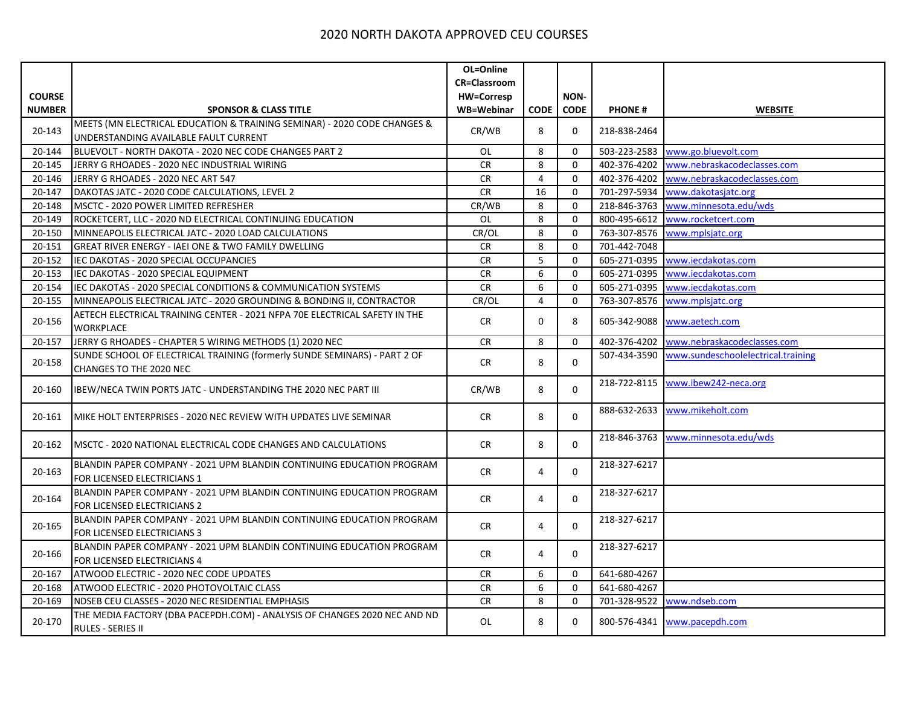# 2020 NORTH DAKOTA APPROVED CEU COURSES

| COURSE NUMBER | SPONSOR & CLASS TITLE | OL=Online CR=Classroom HW=Corresp WB=Webinar | CODE | NON-CODE | PHONE # | WEBSITE |
|---|---|---|---|---|---|---|
| 20-143 | MEETS (MN ELECTRICAL EDUCATION & TRAINING SEMINAR) - 2020 CODE CHANGES & UNDERSTANDING AVAILABLE FAULT CURRENT | CR/WB | 8 | 0 | 218-838-2464 | |
| 20-144 | BLUEVOLT - NORTH DAKOTA - 2020 NEC CODE CHANGES PART 2 | OL | 8 | 0 | 503-223-2583 | www.go.bluevolt.com |
| 20-145 | JERRY G RHOADES - 2020 NEC INDUSTRIAL WIRING | CR | 8 | 0 | 402-376-4202 | www.nebraskacodeclasses.com |
| 20-146 | JERRY G RHOADES - 2020 NEC ART 547 | CR | 4 | 0 | 402-376-4202 | www.nebraskacodeclasses.com |
| 20-147 | DAKOTAS JATC - 2020 CODE CALCULATIONS, LEVEL 2 | CR | 16 | 0 | 701-297-5934 | www.dakotasjatc.org |
| 20-148 | MSCTC - 2020 POWER LIMITED REFRESHER | CR/WB | 8 | 0 | 218-846-3763 | www.minnesota.edu/wds |
| 20-149 | ROCKETCERT, LLC - 2020 ND ELECTRICAL CONTINUING EDUCATION | OL | 8 | 0 | 800-495-6612 | www.rocketcert.com |
| 20-150 | MINNEAPOLIS ELECTRICAL JATC - 2020 LOAD CALCULATIONS | CR/OL | 8 | 0 | 763-307-8576 | www.mplsjatc.org |
| 20-151 | GREAT RIVER ENERGY - IAEI ONE & TWO FAMILY DWELLING | CR | 8 | 0 | 701-442-7048 | |
| 20-152 | IEC DAKOTAS - 2020 SPECIAL OCCUPANCIES | CR | 5 | 0 | 605-271-0395 | www.iecdakotas.com |
| 20-153 | IEC DAKOTAS - 2020 SPECIAL EQUIPMENT | CR | 6 | 0 | 605-271-0395 | www.iecdakotas.com |
| 20-154 | IEC DAKOTAS - 2020 SPECIAL CONDITIONS & COMMUNICATION SYSTEMS | CR | 6 | 0 | 605-271-0395 | www.iecdakotas.com |
| 20-155 | MINNEAPOLIS ELECTRICAL JATC - 2020 GROUNDING & BONDING II, CONTRACTOR | CR/OL | 4 | 0 | 763-307-8576 | www.mplsjatc.org |
| 20-156 | AETECH ELECTRICAL TRAINING CENTER - 2021 NFPA 70E ELECTRICAL SAFETY IN THE WORKPLACE | CR | 0 | 8 | 605-342-9088 | www.aetech.com |
| 20-157 | JERRY G RHOADES - CHAPTER 5 WIRING METHODS (1) 2020 NEC | CR | 8 | 0 | 402-376-4202 | www.nebraskacodeclasses.com |
| 20-158 | SUNDE SCHOOL OF ELECTRICAL TRAINING (formerly SUNDE SEMINARS) - PART 2 OF CHANGES TO THE 2020 NEC | CR | 8 | 0 | 507-434-3590 | www.sundeschoolelectrical.training |
| 20-160 | IBEW/NECA TWIN PORTS JATC - UNDERSTANDING THE 2020 NEC PART III | CR/WB | 8 | 0 | 218-722-8115 | www.ibew242-neca.org |
| 20-161 | MIKE HOLT ENTERPRISES - 2020 NEC REVIEW WITH UPDATES LIVE SEMINAR | CR | 8 | 0 | 888-632-2633 | www.mikeholt.com |
| 20-162 | MSCTC - 2020 NATIONAL ELECTRICAL CODE CHANGES AND CALCULATIONS | CR | 8 | 0 | 218-846-3763 | www.minnesota.edu/wds |
| 20-163 | BLANDIN PAPER COMPANY - 2021 UPM BLANDIN CONTINUING EDUCATION PROGRAM FOR LICENSED ELECTRICIANS 1 | CR | 4 | 0 | 218-327-6217 | |
| 20-164 | BLANDIN PAPER COMPANY - 2021 UPM BLANDIN CONTINUING EDUCATION PROGRAM FOR LICENSED ELECTRICIANS 2 | CR | 4 | 0 | 218-327-6217 | |
| 20-165 | BLANDIN PAPER COMPANY - 2021 UPM BLANDIN CONTINUING EDUCATION PROGRAM FOR LICENSED ELECTRICIANS 3 | CR | 4 | 0 | 218-327-6217 | |
| 20-166 | BLANDIN PAPER COMPANY - 2021 UPM BLANDIN CONTINUING EDUCATION PROGRAM FOR LICENSED ELECTRICIANS 4 | CR | 4 | 0 | 218-327-6217 | |
| 20-167 | ATWOOD ELECTRIC - 2020 NEC CODE UPDATES | CR | 6 | 0 | 641-680-4267 | |
| 20-168 | ATWOOD ELECTRIC - 2020 PHOTOVOLTAIC CLASS | CR | 6 | 0 | 641-680-4267 | |
| 20-169 | NDSEB CEU CLASSES - 2020 NEC RESIDENTIAL EMPHASIS | CR | 8 | 0 | 701-328-9522 | www.ndseb.com |
| 20-170 | THE MEDIA FACTORY (DBA PACEPDH.COM) - ANALYSIS OF CHANGES 2020 NEC AND ND RULES - SERIES II | OL | 8 | 0 | 800-576-4341 | www.pacepdh.com |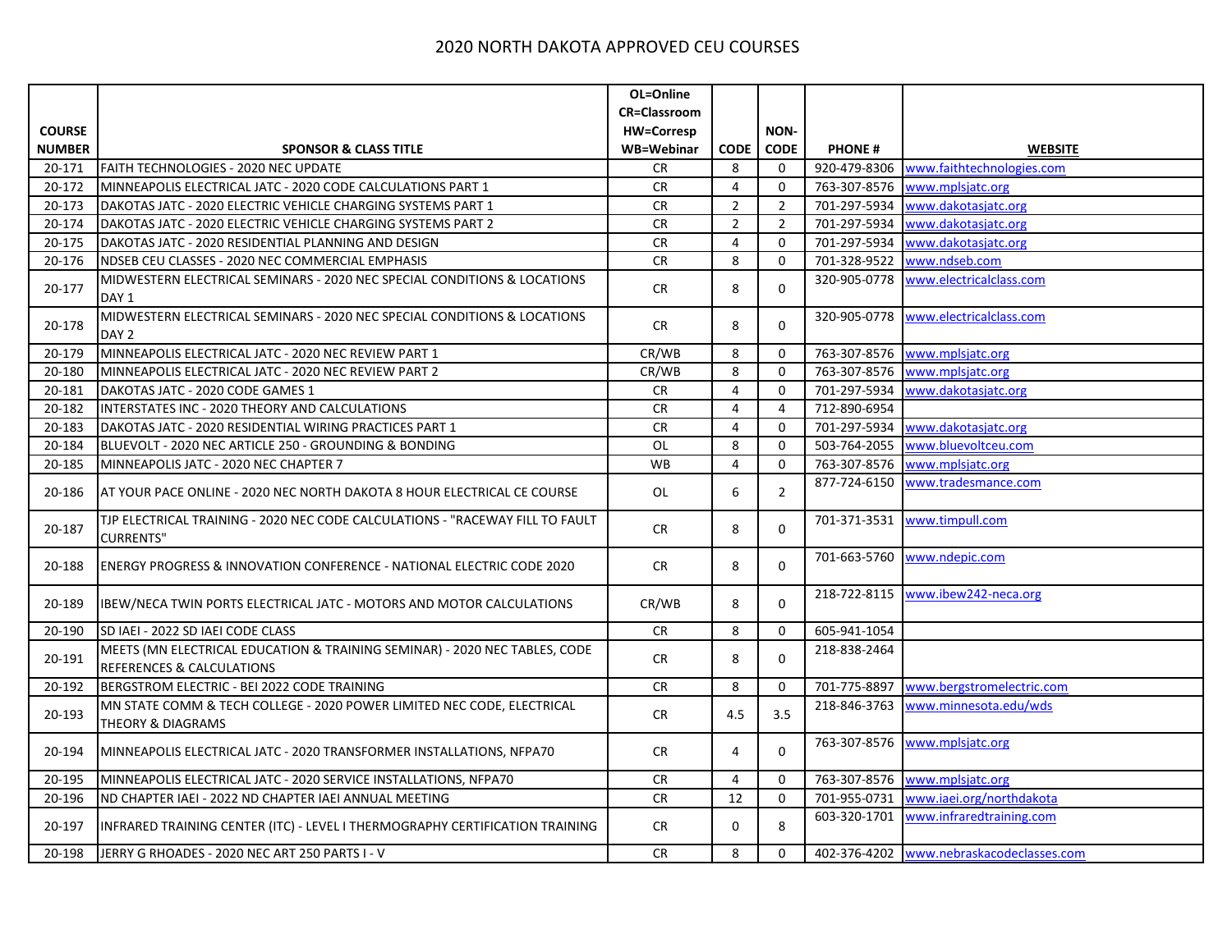# 2020 NORTH DAKOTA APPROVED CEU COURSES

| COURSE NUMBER | SPONSOR & CLASS TITLE | OL=Online CR=Classroom HW=Corresp WB=Webinar | CODE | NON-CODE | PHONE # | WEBSITE |
|---|---|---|---|---|---|---|
| 20-171 | FAITH TECHNOLOGIES - 2020 NEC UPDATE | CR | 8 | 0 | 920-479-8306 | www.faithtechnologies.com |
| 20-172 | MINNEAPOLIS ELECTRICAL JATC - 2020 CODE CALCULATIONS PART 1 | CR | 4 | 0 | 763-307-8576 | www.mplsjatc.org |
| 20-173 | DAKOTAS JATC - 2020 ELECTRIC VEHICLE CHARGING SYSTEMS PART 1 | CR | 2 | 2 | 701-297-5934 | www.dakotasjatc.org |
| 20-174 | DAKOTAS JATC - 2020 ELECTRIC VEHICLE CHARGING SYSTEMS PART 2 | CR | 2 | 2 | 701-297-5934 | www.dakotasjatc.org |
| 20-175 | DAKOTAS JATC - 2020 RESIDENTIAL PLANNING AND DESIGN | CR | 4 | 0 | 701-297-5934 | www.dakotasjatc.org |
| 20-176 | NDSEB CEU CLASSES - 2020 NEC COMMERCIAL EMPHASIS | CR | 8 | 0 | 701-328-9522 | www.ndseb.com |
| 20-177 | MIDWESTERN ELECTRICAL SEMINARS - 2020 NEC SPECIAL CONDITIONS & LOCATIONS DAY 1 | CR | 8 | 0 | 320-905-0778 | www.electricalclass.com |
| 20-178 | MIDWESTERN ELECTRICAL SEMINARS - 2020 NEC SPECIAL CONDITIONS & LOCATIONS DAY 2 | CR | 8 | 0 | 320-905-0778 | www.electricalclass.com |
| 20-179 | MINNEAPOLIS ELECTRICAL JATC - 2020 NEC REVIEW PART 1 | CR/WB | 8 | 0 | 763-307-8576 | www.mplsjatc.org |
| 20-180 | MINNEAPOLIS ELECTRICAL JATC - 2020 NEC REVIEW PART 2 | CR/WB | 8 | 0 | 763-307-8576 | www.mplsjatc.org |
| 20-181 | DAKOTAS JATC - 2020 CODE GAMES 1 | CR | 4 | 0 | 701-297-5934 | www.dakotasjatc.org |
| 20-182 | INTERSTATES INC - 2020 THEORY AND CALCULATIONS | CR | 4 | 4 | 712-890-6954 | |
| 20-183 | DAKOTAS JATC - 2020 RESIDENTIAL WIRING PRACTICES PART 1 | CR | 4 | 0 | 701-297-5934 | www.dakotasjatc.org |
| 20-184 | BLUEVOLT - 2020 NEC ARTICLE 250 - GROUNDING & BONDING | OL | 8 | 0 | 503-764-2055 | www.bluevoltceu.com |
| 20-185 | MINNEAPOLIS JATC - 2020 NEC CHAPTER 7 | WB | 4 | 0 | 763-307-8576 | www.mplsjatc.org |
| 20-186 | AT YOUR PACE ONLINE - 2020 NEC NORTH DAKOTA 8 HOUR ELECTRICAL CE COURSE | OL | 6 | 2 | 877-724-6150 | www.tradesmance.com |
| 20-187 | TJP ELECTRICAL TRAINING - 2020 NEC CODE CALCULATIONS - "RACEWAY FILL TO FAULT CURRENTS" | CR | 8 | 0 | 701-371-3531 | www.timpull.com |
| 20-188 | ENERGY PROGRESS & INNOVATION CONFERENCE - NATIONAL ELECTRIC CODE 2020 | CR | 8 | 0 | 701-663-5760 | www.ndepic.com |
| 20-189 | IBEW/NECA TWIN PORTS ELECTRICAL JATC - MOTORS AND MOTOR CALCULATIONS | CR/WB | 8 | 0 | 218-722-8115 | www.ibew242-neca.org |
| 20-190 | SD IAEI - 2022 SD IAEI CODE CLASS | CR | 8 | 0 | 605-941-1054 | |
| 20-191 | MEETS (MN ELECTRICAL EDUCATION & TRAINING SEMINAR) - 2020 NEC TABLES, CODE REFERENCES & CALCULATIONS | CR | 8 | 0 | 218-838-2464 | |
| 20-192 | BERGSTROM ELECTRIC - BEI 2022 CODE TRAINING | CR | 8 | 0 | 701-775-8897 | www.bergstromelectric.com |
| 20-193 | MN STATE COMM & TECH COLLEGE - 2020 POWER LIMITED NEC CODE, ELECTRICAL THEORY & DIAGRAMS | CR | 4.5 | 3.5 | 218-846-3763 | www.minnesota.edu/wds |
| 20-194 | MINNEAPOLIS ELECTRICAL JATC - 2020 TRANSFORMER INSTALLATIONS, NFPA70 | CR | 4 | 0 | 763-307-8576 | www.mplsjatc.org |
| 20-195 | MINNEAPOLIS ELECTRICAL JATC - 2020 SERVICE INSTALLATIONS, NFPA70 | CR | 4 | 0 | 763-307-8576 | www.mplsjatc.org |
| 20-196 | ND CHAPTER IAEI - 2022 ND CHAPTER IAEI ANNUAL MEETING | CR | 12 | 0 | 701-955-0731 | www.iaei.org/northdakota |
| 20-197 | INFRARED TRAINING CENTER (ITC) - LEVEL I THERMOGRAPHY CERTIFICATION TRAINING | CR | 0 | 8 | 603-320-1701 | www.infraredtraining.com |
| 20-198 | JERRY G RHOADES - 2020 NEC ART 250 PARTS I - V | CR | 8 | 0 | 402-376-4202 | www.nebraskacodeclasses.com |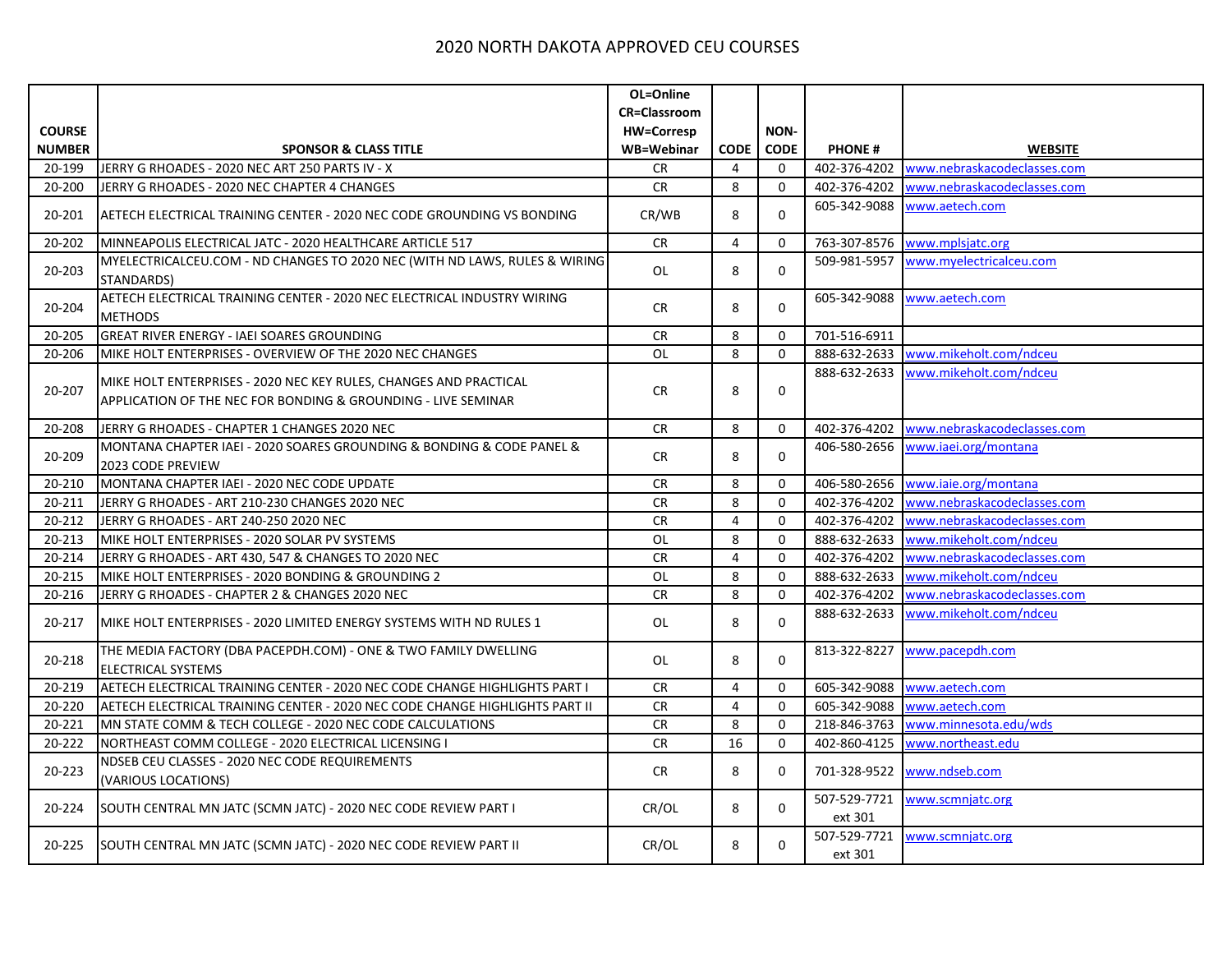# 2020 NORTH DAKOTA APPROVED CEU COURSES

| COURSE NUMBER | SPONSOR & CLASS TITLE | OL=Online CR=Classroom HW=Corresp WB=Webinar | CODE | NON-CODE | PHONE # | WEBSITE |
|---|---|---|---|---|---|---|
| 20-199 | JERRY G RHOADES - 2020 NEC ART 250 PARTS IV - X | CR | 4 | 0 | 402-376-4202 | www.nebraskacodeclasses.com |
| 20-200 | JERRY G RHOADES - 2020 NEC CHAPTER 4 CHANGES | CR | 8 | 0 | 402-376-4202 | www.nebraskacodeclasses.com |
| 20-201 | AETECH ELECTRICAL TRAINING CENTER - 2020 NEC CODE GROUNDING VS BONDING | CR/WB | 8 | 0 | 605-342-9088 | www.aetech.com |
| 20-202 | MINNEAPOLIS ELECTRICAL JATC - 2020 HEALTHCARE ARTICLE 517 | CR | 4 | 0 | 763-307-8576 | www.mplsjatc.org |
| 20-203 | MYELECTRICALCEU.COM - ND CHANGES TO 2020 NEC (WITH ND LAWS, RULES & WIRING STANDARDS) | OL | 8 | 0 | 509-981-5957 | www.myelectricalceu.com |
| 20-204 | AETECH ELECTRICAL TRAINING CENTER - 2020 NEC ELECTRICAL INDUSTRY WIRING METHODS | CR | 8 | 0 | 605-342-9088 | www.aetech.com |
| 20-205 | GREAT RIVER ENERGY - IAEI SOARES GROUNDING | CR | 8 | 0 | 701-516-6911 | |
| 20-206 | MIKE HOLT ENTERPRISES - OVERVIEW OF THE 2020 NEC CHANGES | OL | 8 | 0 | 888-632-2633 | www.mikeholt.com/ndceu |
| 20-207 | MIKE HOLT ENTERPRISES - 2020 NEC KEY RULES, CHANGES AND PRACTICAL APPLICATION OF THE NEC FOR BONDING & GROUNDING - LIVE SEMINAR | CR | 8 | 0 | 888-632-2633 | www.mikeholt.com/ndceu |
| 20-208 | JERRY G RHOADES - CHAPTER 1 CHANGES 2020 NEC | CR | 8 | 0 | 402-376-4202 | www.nebraskacodeclasses.com |
| 20-209 | MONTANA CHAPTER IAEI - 2020 SOARES GROUNDING & BONDING & CODE PANEL & 2023 CODE PREVIEW | CR | 8 | 0 | 406-580-2656 | www.iaei.org/montana |
| 20-210 | MONTANA CHAPTER IAEI - 2020 NEC CODE UPDATE | CR | 8 | 0 | 406-580-2656 | www.iaie.org/montana |
| 20-211 | JERRY G RHOADES - ART 210-230 CHANGES 2020 NEC | CR | 8 | 0 | 402-376-4202 | www.nebraskacodeclasses.com |
| 20-212 | JERRY G RHOADES - ART 240-250 2020 NEC | CR | 4 | 0 | 402-376-4202 | www.nebraskacodeclasses.com |
| 20-213 | MIKE HOLT ENTERPRISES - 2020 SOLAR PV SYSTEMS | OL | 8 | 0 | 888-632-2633 | www.mikeholt.com/ndceu |
| 20-214 | JERRY G RHOADES - ART 430, 547 & CHANGES TO 2020 NEC | CR | 4 | 0 | 402-376-4202 | www.nebraskacodeclasses.com |
| 20-215 | MIKE HOLT ENTERPRISES - 2020 BONDING & GROUNDING 2 | OL | 8 | 0 | 888-632-2633 | www.mikeholt.com/ndceu |
| 20-216 | JERRY G RHOADES - CHAPTER 2 & CHANGES 2020 NEC | CR | 8 | 0 | 402-376-4202 | www.nebraskacodeclasses.com |
| 20-217 | MIKE HOLT ENTERPRISES - 2020 LIMITED ENERGY SYSTEMS WITH ND RULES 1 | OL | 8 | 0 | 888-632-2633 | www.mikeholt.com/ndceu |
| 20-218 | THE MEDIA FACTORY (DBA PACEPDH.COM) - ONE & TWO FAMILY DWELLING ELECTRICAL SYSTEMS | OL | 8 | 0 | 813-322-8227 | www.pacepdh.com |
| 20-219 | AETECH ELECTRICAL TRAINING CENTER - 2020 NEC CODE CHANGE HIGHLIGHTS PART I | CR | 4 | 0 | 605-342-9088 | www.aetech.com |
| 20-220 | AETECH ELECTRICAL TRAINING CENTER - 2020 NEC CODE CHANGE HIGHLIGHTS PART II | CR | 4 | 0 | 605-342-9088 | www.aetech.com |
| 20-221 | MN STATE COMM & TECH COLLEGE - 2020 NEC CODE CALCULATIONS | CR | 8 | 0 | 218-846-3763 | www.minnesota.edu/wds |
| 20-222 | NORTHEAST COMM COLLEGE - 2020 ELECTRICAL LICENSING I | CR | 16 | 0 | 402-860-4125 | www.northeast.edu |
| 20-223 | NDSEB CEU CLASSES - 2020 NEC CODE REQUIREMENTS (VARIOUS LOCATIONS) | CR | 8 | 0 | 701-328-9522 | www.ndseb.com |
| 20-224 | SOUTH CENTRAL MN JATC (SCMN JATC) - 2020 NEC CODE REVIEW PART I | CR/OL | 8 | 0 | 507-529-7721 ext 301 | www.scmnjatc.org |
| 20-225 | SOUTH CENTRAL MN JATC (SCMN JATC) - 2020 NEC CODE REVIEW PART II | CR/OL | 8 | 0 | 507-529-7721 ext 301 | www.scmnjatc.org |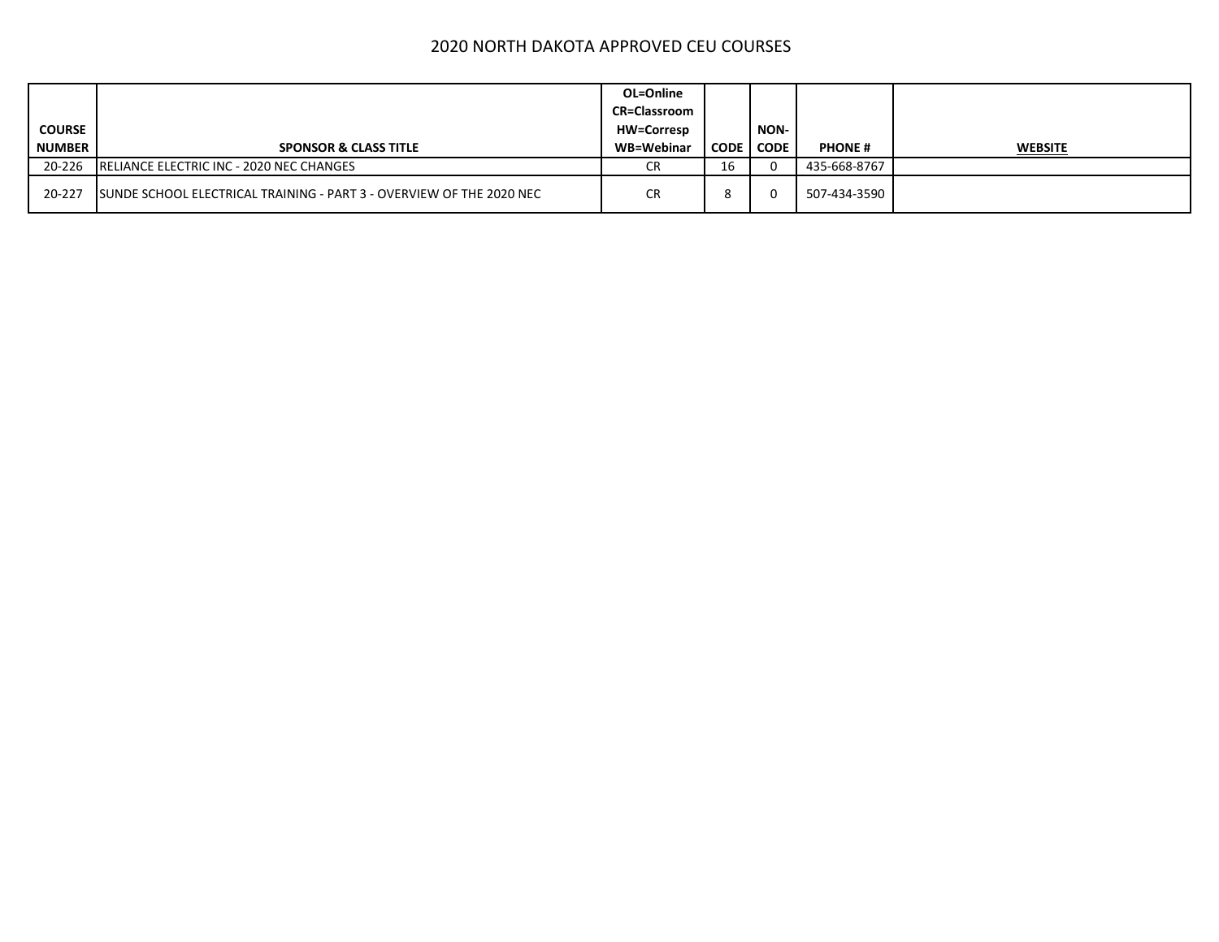# 2020 NORTH DAKOTA APPROVED CEU COURSES

| COURSE NUMBER | SPONSOR & CLASS TITLE | OL=Online CR=Classroom HW=Corresp WB=Webinar | CODE | NON-CODE | PHONE # | WEBSITE |
|---|---|---|---|---|---|---|
| 20-226 | RELIANCE ELECTRIC INC - 2020 NEC CHANGES | CR | 16 | 0 | 435-668-8767 | |
| 20-227 | SUNDE SCHOOL ELECTRICAL TRAINING - PART 3 - OVERVIEW OF THE 2020 NEC | CR | 8 | 0 | 507-434-3590 | |